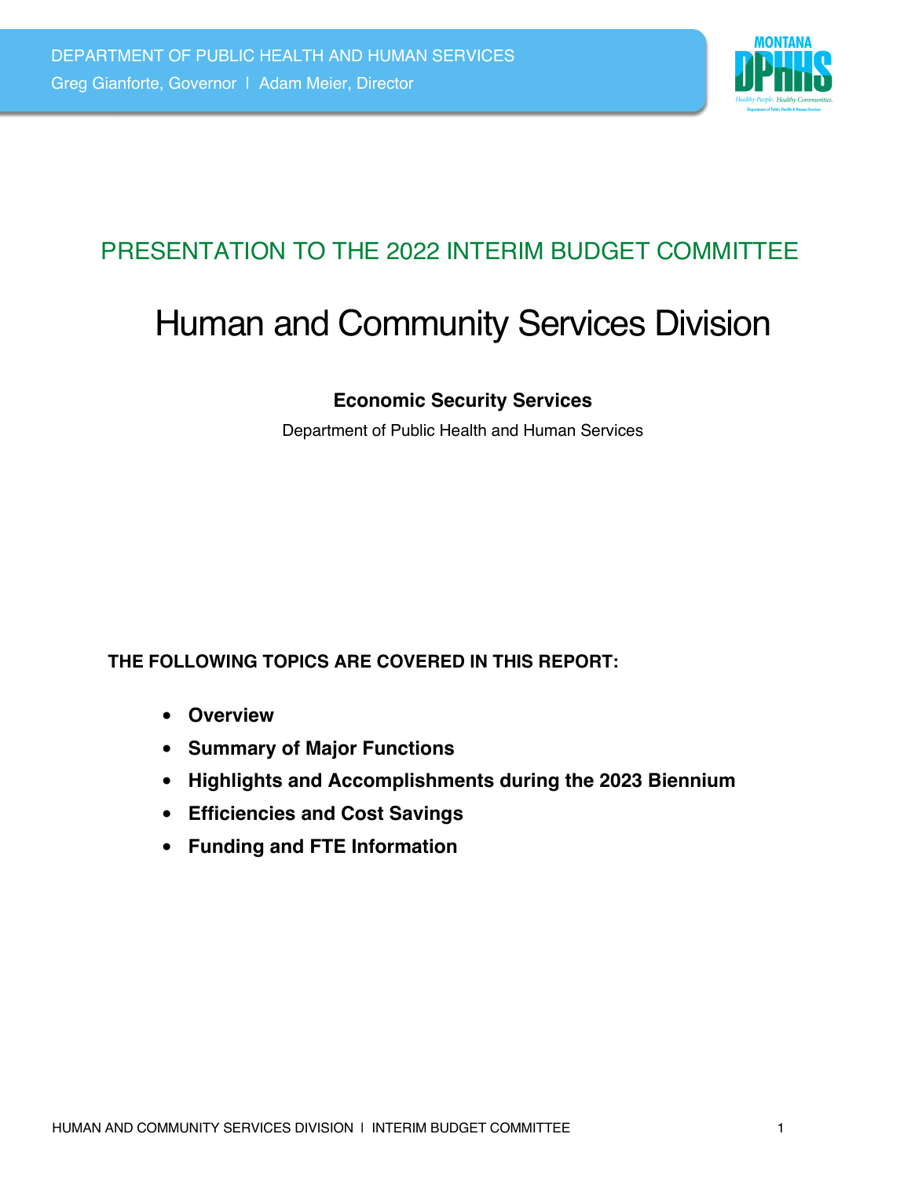DEPARTMENT OF PUBLIC HEALTH AND HUMAN SERVICES

Greg Gianforte, Governor | Adam Meier, Director

## PRESENTATION TO THE 2022 INTERIM BUDGET COMMITTEE

# Human and Community Services Division

**Economic Security Services**

Department of Public Health and Human Services

**THE FOLLOWING TOPICS ARE COVERED IN THIS REPORT:**

- **Overview**
- **Summary of Major Functions**
- **Highlights and Accomplishments during the 2023 Biennium**
- **Efficiencies and Cost Savings**
- **Funding and FTE Information**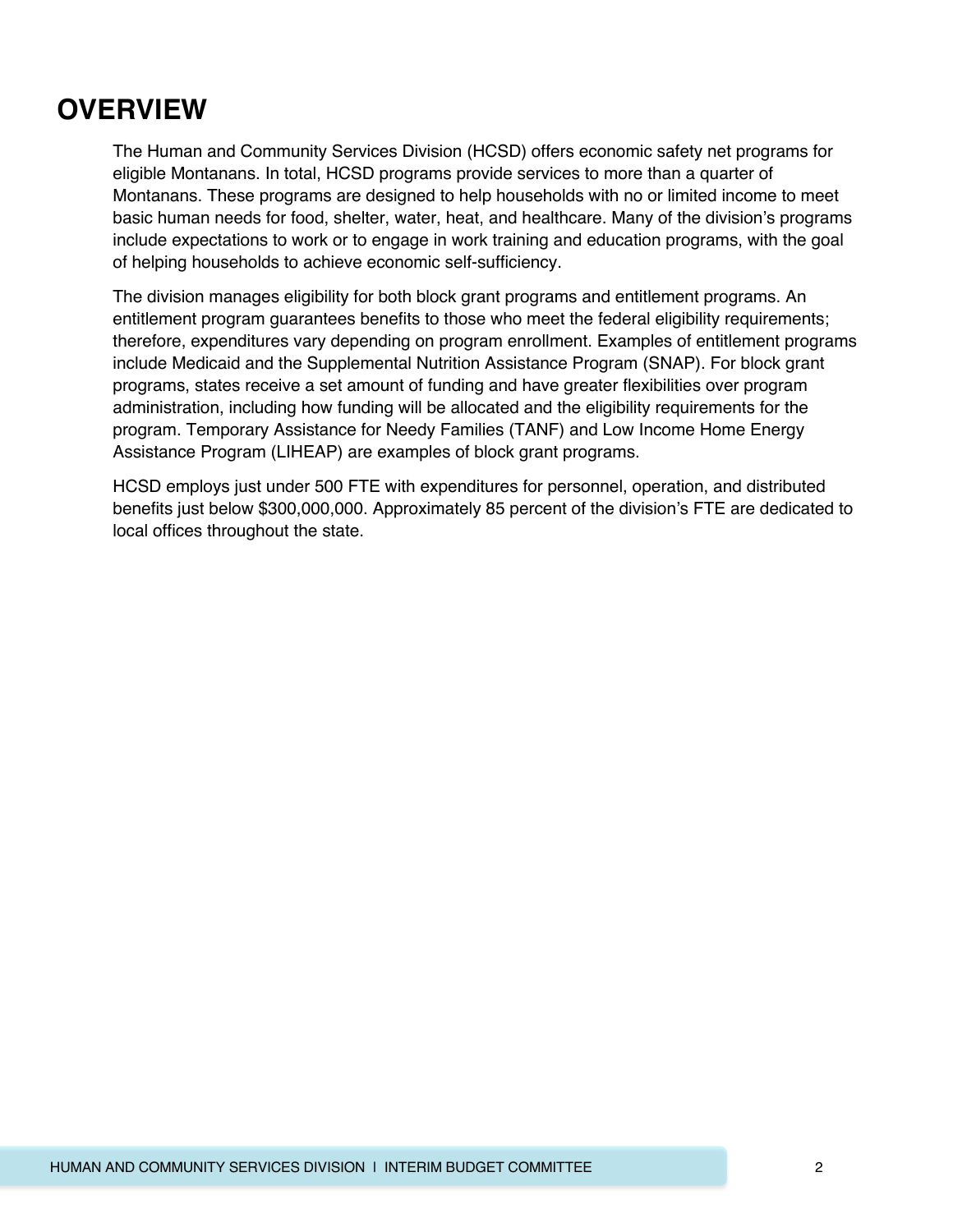# OVERVIEW

The Human and Community Services Division (HCSD) offers economic safety net programs for eligible Montanans. In total, HCSD programs provide services to more than a quarter of Montanans. These programs are designed to help households with no or limited income to meet basic human needs for food, shelter, water, heat, and healthcare. Many of the division's programs include expectations to work or to engage in work training and education programs, with the goal of helping households to achieve economic self-sufficiency.

The division manages eligibility for both block grant programs and entitlement programs. An entitlement program guarantees benefits to those who meet the federal eligibility requirements; therefore, expenditures vary depending on program enrollment. Examples of entitlement programs include Medicaid and the Supplemental Nutrition Assistance Program (SNAP). For block grant programs, states receive a set amount of funding and have greater flexibilities over program administration, including how funding will be allocated and the eligibility requirements for the program. Temporary Assistance for Needy Families (TANF) and Low Income Home Energy Assistance Program (LIHEAP) are examples of block grant programs.

HCSD employs just under 500 FTE with expenditures for personnel, operation, and distributed benefits just below $300,000,000. Approximately 85 percent of the division's FTE are dedicated to local offices throughout the state.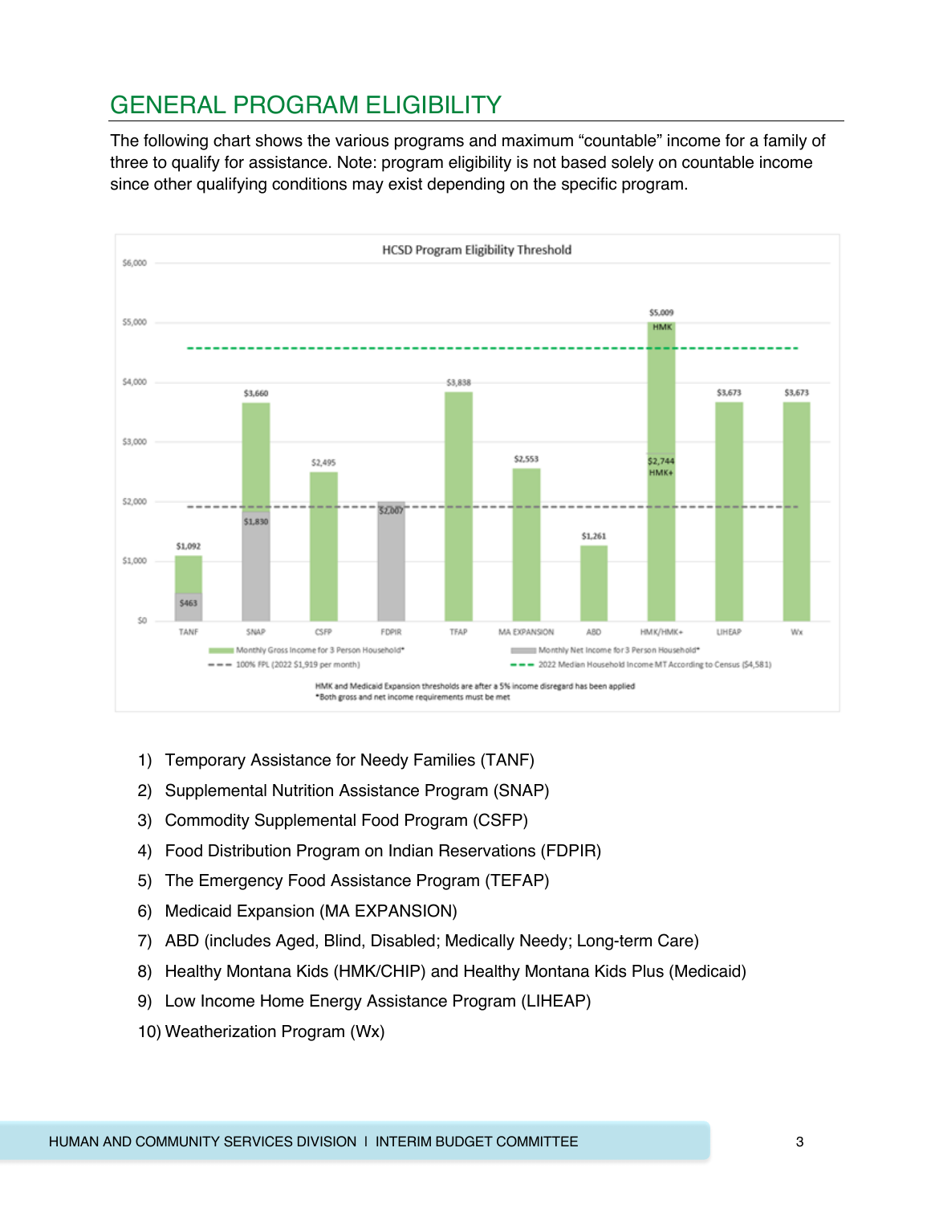## GENERAL PROGRAM ELIGIBILITY

The following chart shows the various programs and maximum "countable" income for a family of three to qualify for assistance. Note: program eligibility is not based solely on countable income since other qualifying conditions may exist depending on the specific program.

**HCSD Program Eligibility Threshold**

| Program | Monthly Gross Income for 3 Person Household* | Monthly Net Income for 3 Person Household* |
|---|---|---|
| TANF | $1,092 | $463 |
| SNAP | $3,660 | $1,830 |
| CSFP | $2,495 | |
| FDPIR | | $2,007 |
| TFAP | $3,838 | |
| MA EXPANSION | $2,553 | |
| ABD | $1,261 | |
| HMK/HMK+ | $5,009 HMK; $2,744 HMK+ | |
| LIHEAP | $3,673 | |
| Wx | $3,673 | |

- - - 100% FPL (2022 $1,919 per month)

- - - 2022 Median Household Income MT According to Census ($4,581)

HMK and Medicaid Expansion thresholds are after a 5% income disregard has been applied

*Both gross and net income requirements must be met

1) Temporary Assistance for Needy Families (TANF)
2) Supplemental Nutrition Assistance Program (SNAP)
3) Commodity Supplemental Food Program (CSFP)
4) Food Distribution Program on Indian Reservations (FDPIR)
5) The Emergency Food Assistance Program (TEFAP)
6) Medicaid Expansion (MA EXPANSION)
7) ABD (includes Aged, Blind, Disabled; Medically Needy; Long-term Care)
8) Healthy Montana Kids (HMK/CHIP) and Healthy Montana Kids Plus (Medicaid)
9) Low Income Home Energy Assistance Program (LIHEAP)
10) Weatherization Program (Wx)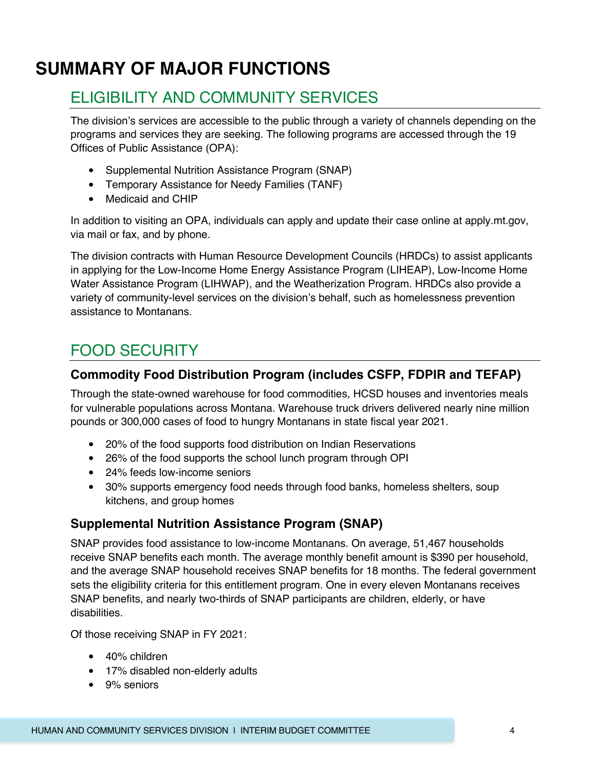# SUMMARY OF MAJOR FUNCTIONS

## ELIGIBILITY AND COMMUNITY SERVICES

The division's services are accessible to the public through a variety of channels depending on the programs and services they are seeking. The following programs are accessed through the 19 Offices of Public Assistance (OPA):

- Supplemental Nutrition Assistance Program (SNAP)
- Temporary Assistance for Needy Families (TANF)
- Medicaid and CHIP

In addition to visiting an OPA, individuals can apply and update their case online at apply.mt.gov, via mail or fax, and by phone.

The division contracts with Human Resource Development Councils (HRDCs) to assist applicants in applying for the Low-Income Home Energy Assistance Program (LIHEAP), Low-Income Home Water Assistance Program (LIHWAP), and the Weatherization Program. HRDCs also provide a variety of community-level services on the division's behalf, such as homelessness prevention assistance to Montanans.

## FOOD SECURITY

### Commodity Food Distribution Program (includes CSFP, FDPIR and TEFAP)

Through the state-owned warehouse for food commodities, HCSD houses and inventories meals for vulnerable populations across Montana. Warehouse truck drivers delivered nearly nine million pounds or 300,000 cases of food to hungry Montanans in state fiscal year 2021.

- 20% of the food supports food distribution on Indian Reservations
- 26% of the food supports the school lunch program through OPI
- 24% feeds low-income seniors
- 30% supports emergency food needs through food banks, homeless shelters, soup kitchens, and group homes

### Supplemental Nutrition Assistance Program (SNAP)

SNAP provides food assistance to low-income Montanans. On average, 51,467 households receive SNAP benefits each month. The average monthly benefit amount is $390 per household, and the average SNAP household receives SNAP benefits for 18 months. The federal government sets the eligibility criteria for this entitlement program. One in every eleven Montanans receives SNAP benefits, and nearly two-thirds of SNAP participants are children, elderly, or have disabilities.

Of those receiving SNAP in FY 2021:

- 40% children
- 17% disabled non-elderly adults
- 9% seniors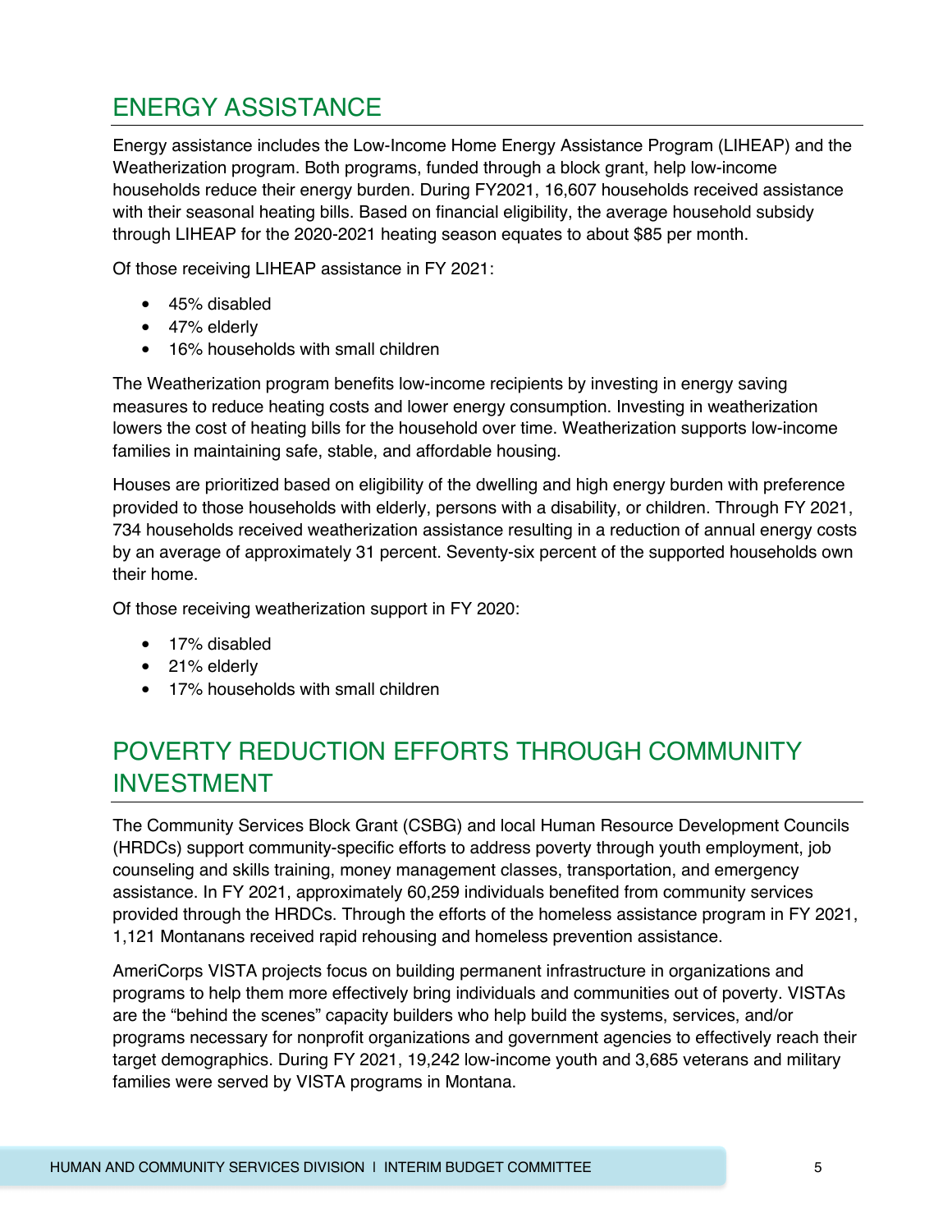## ENERGY ASSISTANCE

Energy assistance includes the Low-Income Home Energy Assistance Program (LIHEAP) and the Weatherization program. Both programs, funded through a block grant, help low-income households reduce their energy burden. During FY2021, 16,607 households received assistance with their seasonal heating bills. Based on financial eligibility, the average household subsidy through LIHEAP for the 2020-2021 heating season equates to about $85 per month.

Of those receiving LIHEAP assistance in FY 2021:

- 45% disabled
- 47% elderly
- 16% households with small children

The Weatherization program benefits low-income recipients by investing in energy saving measures to reduce heating costs and lower energy consumption. Investing in weatherization lowers the cost of heating bills for the household over time. Weatherization supports low-income families in maintaining safe, stable, and affordable housing.

Houses are prioritized based on eligibility of the dwelling and high energy burden with preference provided to those households with elderly, persons with a disability, or children. Through FY 2021, 734 households received weatherization assistance resulting in a reduction of annual energy costs by an average of approximately 31 percent. Seventy-six percent of the supported households own their home.

Of those receiving weatherization support in FY 2020:

- 17% disabled
- 21% elderly
- 17% households with small children

## POVERTY REDUCTION EFFORTS THROUGH COMMUNITY INVESTMENT

The Community Services Block Grant (CSBG) and local Human Resource Development Councils (HRDCs) support community-specific efforts to address poverty through youth employment, job counseling and skills training, money management classes, transportation, and emergency assistance. In FY 2021, approximately 60,259 individuals benefited from community services provided through the HRDCs. Through the efforts of the homeless assistance program in FY 2021, 1,121 Montanans received rapid rehousing and homeless prevention assistance.

AmeriCorps VISTA projects focus on building permanent infrastructure in organizations and programs to help them more effectively bring individuals and communities out of poverty. VISTAs are the “behind the scenes” capacity builders who help build the systems, services, and/or programs necessary for nonprofit organizations and government agencies to effectively reach their target demographics. During FY 2021, 19,242 low-income youth and 3,685 veterans and military families were served by VISTA programs in Montana.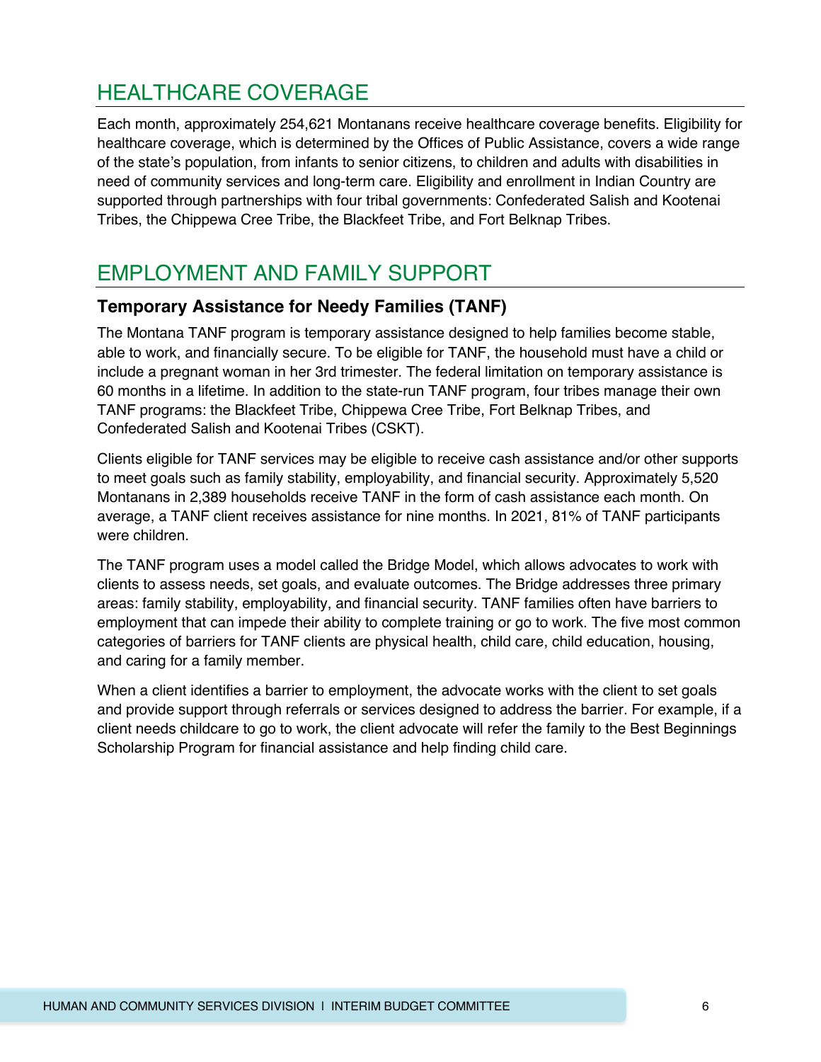## HEALTHCARE COVERAGE

Each month, approximately 254,621 Montanans receive healthcare coverage benefits. Eligibility for healthcare coverage, which is determined by the Offices of Public Assistance, covers a wide range of the state's population, from infants to senior citizens, to children and adults with disabilities in need of community services and long-term care. Eligibility and enrollment in Indian Country are supported through partnerships with four tribal governments: Confederated Salish and Kootenai Tribes, the Chippewa Cree Tribe, the Blackfeet Tribe, and Fort Belknap Tribes.

## EMPLOYMENT AND FAMILY SUPPORT

### Temporary Assistance for Needy Families (TANF)

The Montana TANF program is temporary assistance designed to help families become stable, able to work, and financially secure. To be eligible for TANF, the household must have a child or include a pregnant woman in her 3rd trimester. The federal limitation on temporary assistance is 60 months in a lifetime. In addition to the state-run TANF program, four tribes manage their own TANF programs: the Blackfeet Tribe, Chippewa Cree Tribe, Fort Belknap Tribes, and Confederated Salish and Kootenai Tribes (CSKT).

Clients eligible for TANF services may be eligible to receive cash assistance and/or other supports to meet goals such as family stability, employability, and financial security. Approximately 5,520 Montanans in 2,389 households receive TANF in the form of cash assistance each month. On average, a TANF client receives assistance for nine months. In 2021, 81% of TANF participants were children.

The TANF program uses a model called the Bridge Model, which allows advocates to work with clients to assess needs, set goals, and evaluate outcomes. The Bridge addresses three primary areas: family stability, employability, and financial security. TANF families often have barriers to employment that can impede their ability to complete training or go to work. The five most common categories of barriers for TANF clients are physical health, child care, child education, housing, and caring for a family member.

When a client identifies a barrier to employment, the advocate works with the client to set goals and provide support through referrals or services designed to address the barrier. For example, if a client needs childcare to go to work, the client advocate will refer the family to the Best Beginnings Scholarship Program for financial assistance and help finding child care.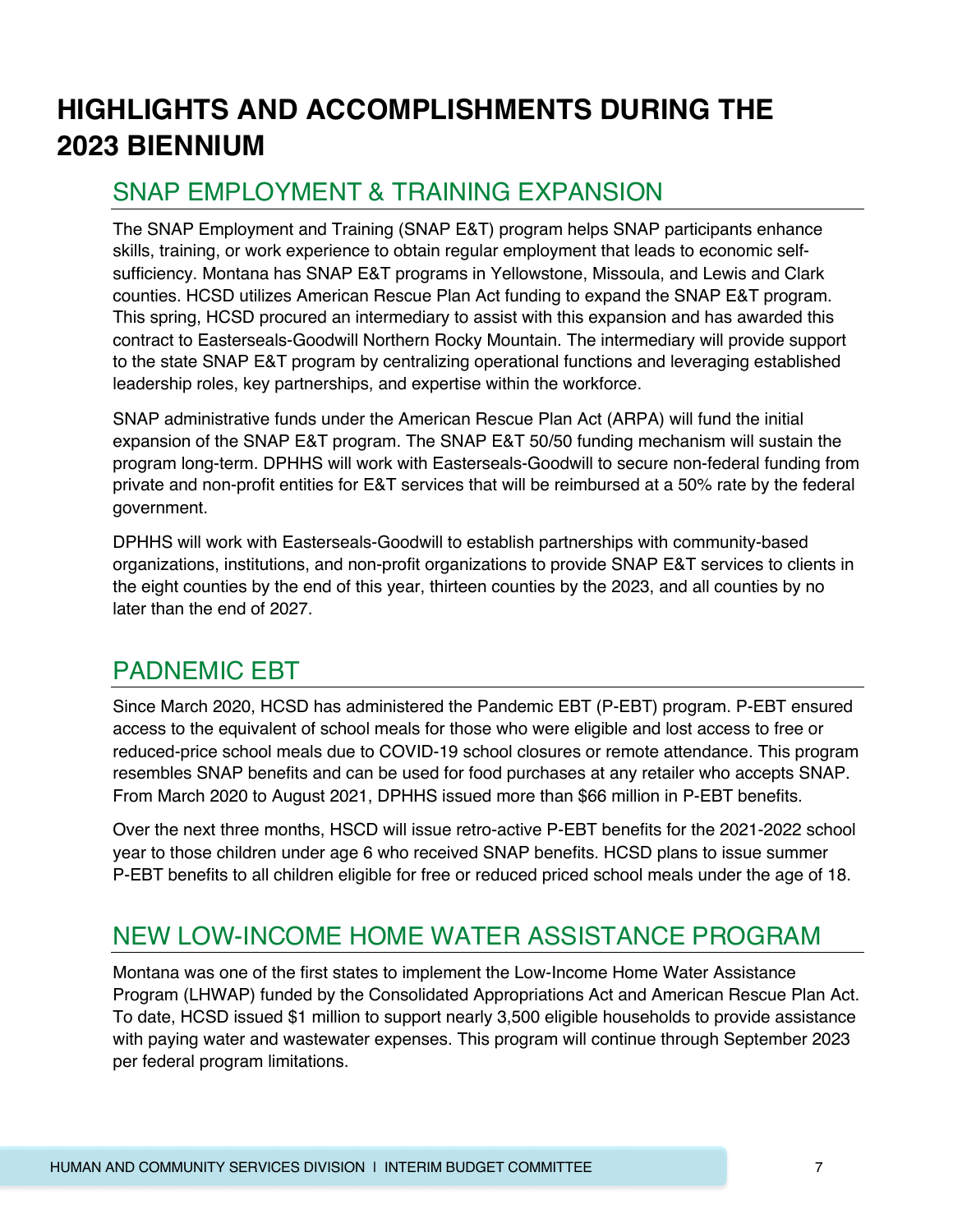# HIGHLIGHTS AND ACCOMPLISHMENTS DURING THE 2023 BIENNIUM

## SNAP EMPLOYMENT & TRAINING EXPANSION

The SNAP Employment and Training (SNAP E&T) program helps SNAP participants enhance skills, training, or work experience to obtain regular employment that leads to economic self-sufficiency. Montana has SNAP E&T programs in Yellowstone, Missoula, and Lewis and Clark counties. HCSD utilizes American Rescue Plan Act funding to expand the SNAP E&T program. This spring, HCSD procured an intermediary to assist with this expansion and has awarded this contract to Easterseals-Goodwill Northern Rocky Mountain. The intermediary will provide support to the state SNAP E&T program by centralizing operational functions and leveraging established leadership roles, key partnerships, and expertise within the workforce.

SNAP administrative funds under the American Rescue Plan Act (ARPA) will fund the initial expansion of the SNAP E&T program. The SNAP E&T 50/50 funding mechanism will sustain the program long-term. DPHHS will work with Easterseals-Goodwill to secure non-federal funding from private and non-profit entities for E&T services that will be reimbursed at a 50% rate by the federal government.

DPHHS will work with Easterseals-Goodwill to establish partnerships with community-based organizations, institutions, and non-profit organizations to provide SNAP E&T services to clients in the eight counties by the end of this year, thirteen counties by the 2023, and all counties by no later than the end of 2027.

## PADNEMIC EBT

Since March 2020, HCSD has administered the Pandemic EBT (P-EBT) program. P-EBT ensured access to the equivalent of school meals for those who were eligible and lost access to free or reduced-price school meals due to COVID-19 school closures or remote attendance. This program resembles SNAP benefits and can be used for food purchases at any retailer who accepts SNAP. From March 2020 to August 2021, DPHHS issued more than $66 million in P-EBT benefits.

Over the next three months, HSCD will issue retro-active P-EBT benefits for the 2021-2022 school year to those children under age 6 who received SNAP benefits. HCSD plans to issue summer P-EBT benefits to all children eligible for free or reduced priced school meals under the age of 18.

## NEW LOW-INCOME HOME WATER ASSISTANCE PROGRAM

Montana was one of the first states to implement the Low-Income Home Water Assistance Program (LHWAP) funded by the Consolidated Appropriations Act and American Rescue Plan Act. To date, HCSD issued $1 million to support nearly 3,500 eligible households to provide assistance with paying water and wastewater expenses. This program will continue through September 2023 per federal program limitations.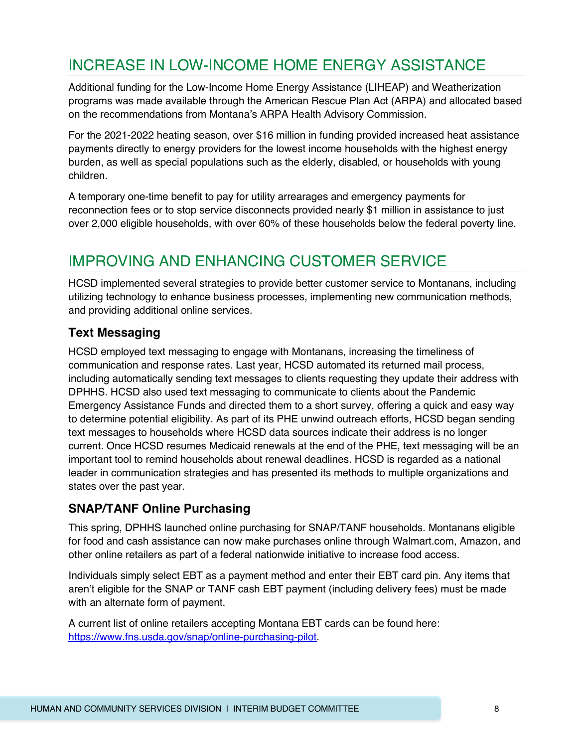## INCREASE IN LOW-INCOME HOME ENERGY ASSISTANCE

Additional funding for the Low-Income Home Energy Assistance (LIHEAP) and Weatherization programs was made available through the American Rescue Plan Act (ARPA) and allocated based on the recommendations from Montana's ARPA Health Advisory Commission.

For the 2021-2022 heating season, over $16 million in funding provided increased heat assistance payments directly to energy providers for the lowest income households with the highest energy burden, as well as special populations such as the elderly, disabled, or households with young children.

A temporary one-time benefit to pay for utility arrearages and emergency payments for reconnection fees or to stop service disconnects provided nearly $1 million in assistance to just over 2,000 eligible households, with over 60% of these households below the federal poverty line.

## IMPROVING AND ENHANCING CUSTOMER SERVICE

HCSD implemented several strategies to provide better customer service to Montanans, including utilizing technology to enhance business processes, implementing new communication methods, and providing additional online services.

### Text Messaging

HCSD employed text messaging to engage with Montanans, increasing the timeliness of communication and response rates. Last year, HCSD automated its returned mail process, including automatically sending text messages to clients requesting they update their address with DPHHS. HCSD also used text messaging to communicate to clients about the Pandemic Emergency Assistance Funds and directed them to a short survey, offering a quick and easy way to determine potential eligibility. As part of its PHE unwind outreach efforts, HCSD began sending text messages to households where HCSD data sources indicate their address is no longer current. Once HCSD resumes Medicaid renewals at the end of the PHE, text messaging will be an important tool to remind households about renewal deadlines. HCSD is regarded as a national leader in communication strategies and has presented its methods to multiple organizations and states over the past year.

### SNAP/TANF Online Purchasing

This spring, DPHHS launched online purchasing for SNAP/TANF households. Montanans eligible for food and cash assistance can now make purchases online through Walmart.com, Amazon, and other online retailers as part of a federal nationwide initiative to increase food access.

Individuals simply select EBT as a payment method and enter their EBT card pin. Any items that aren't eligible for the SNAP or TANF cash EBT payment (including delivery fees) must be made with an alternate form of payment.

A current list of online retailers accepting Montana EBT cards can be found here: [https://www.fns.usda.gov/snap/online-purchasing-pilot](https://www.fns.usda.gov/snap/online-purchasing-pilot).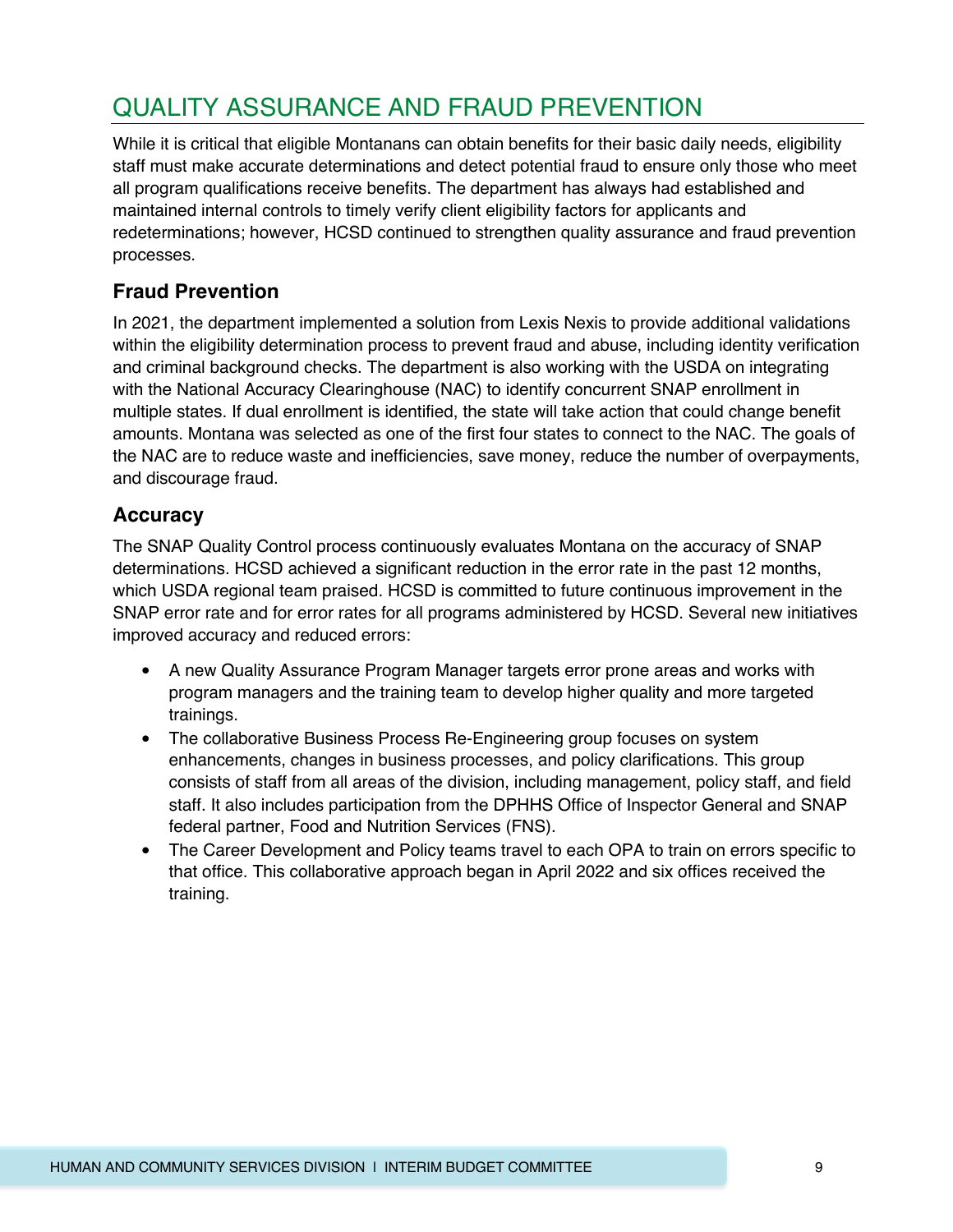# QUALITY ASSURANCE AND FRAUD PREVENTION

While it is critical that eligible Montanans can obtain benefits for their basic daily needs, eligibility staff must make accurate determinations and detect potential fraud to ensure only those who meet all program qualifications receive benefits. The department has always had established and maintained internal controls to timely verify client eligibility factors for applicants and redeterminations; however, HCSD continued to strengthen quality assurance and fraud prevention processes.

## Fraud Prevention

In 2021, the department implemented a solution from Lexis Nexis to provide additional validations within the eligibility determination process to prevent fraud and abuse, including identity verification and criminal background checks. The department is also working with the USDA on integrating with the National Accuracy Clearinghouse (NAC) to identify concurrent SNAP enrollment in multiple states. If dual enrollment is identified, the state will take action that could change benefit amounts. Montana was selected as one of the first four states to connect to the NAC. The goals of the NAC are to reduce waste and inefficiencies, save money, reduce the number of overpayments, and discourage fraud.

## Accuracy

The SNAP Quality Control process continuously evaluates Montana on the accuracy of SNAP determinations. HCSD achieved a significant reduction in the error rate in the past 12 months, which USDA regional team praised. HCSD is committed to future continuous improvement in the SNAP error rate and for error rates for all programs administered by HCSD. Several new initiatives improved accuracy and reduced errors:

- A new Quality Assurance Program Manager targets error prone areas and works with program managers and the training team to develop higher quality and more targeted trainings.
- The collaborative Business Process Re-Engineering group focuses on system enhancements, changes in business processes, and policy clarifications. This group consists of staff from all areas of the division, including management, policy staff, and field staff. It also includes participation from the DPHHS Office of Inspector General and SNAP federal partner, Food and Nutrition Services (FNS).
- The Career Development and Policy teams travel to each OPA to train on errors specific to that office. This collaborative approach began in April 2022 and six offices received the training.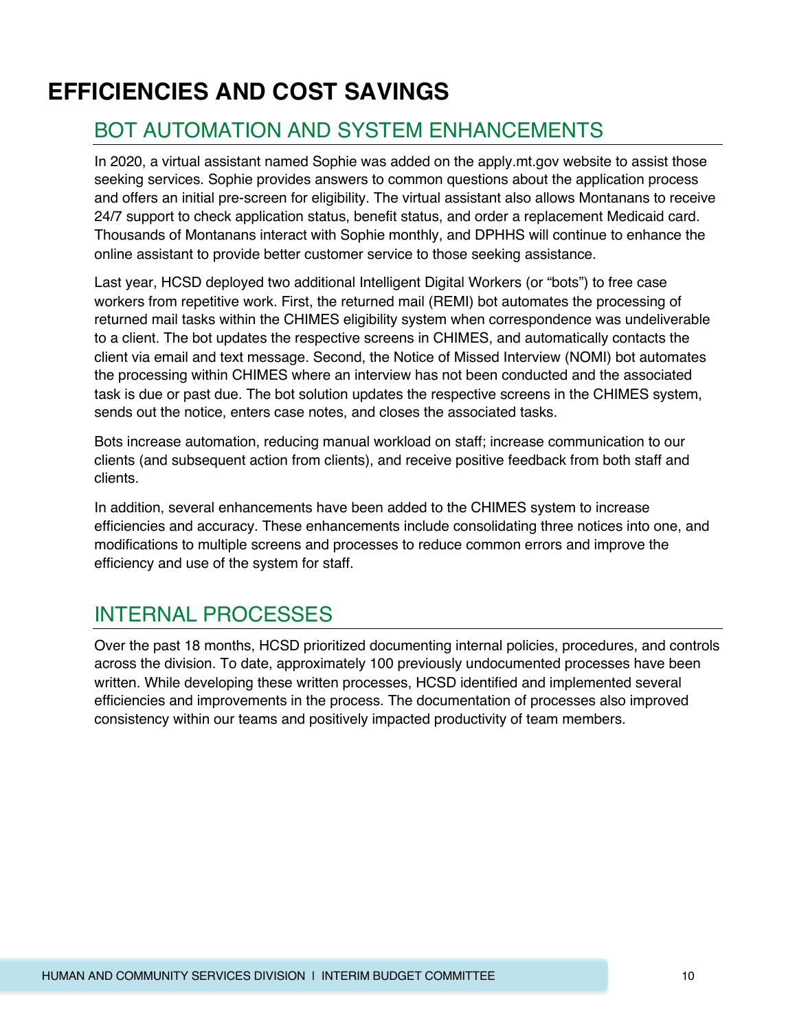# EFFICIENCIES AND COST SAVINGS

## BOT AUTOMATION AND SYSTEM ENHANCEMENTS

In 2020, a virtual assistant named Sophie was added on the apply.mt.gov website to assist those seeking services. Sophie provides answers to common questions about the application process and offers an initial pre-screen for eligibility. The virtual assistant also allows Montanans to receive 24/7 support to check application status, benefit status, and order a replacement Medicaid card. Thousands of Montanans interact with Sophie monthly, and DPHHS will continue to enhance the online assistant to provide better customer service to those seeking assistance.

Last year, HCSD deployed two additional Intelligent Digital Workers (or "bots") to free case workers from repetitive work. First, the returned mail (REMI) bot automates the processing of returned mail tasks within the CHIMES eligibility system when correspondence was undeliverable to a client. The bot updates the respective screens in CHIMES, and automatically contacts the client via email and text message. Second, the Notice of Missed Interview (NOMI) bot automates the processing within CHIMES where an interview has not been conducted and the associated task is due or past due. The bot solution updates the respective screens in the CHIMES system, sends out the notice, enters case notes, and closes the associated tasks.

Bots increase automation, reducing manual workload on staff; increase communication to our clients (and subsequent action from clients), and receive positive feedback from both staff and clients.

In addition, several enhancements have been added to the CHIMES system to increase efficiencies and accuracy. These enhancements include consolidating three notices into one, and modifications to multiple screens and processes to reduce common errors and improve the efficiency and use of the system for staff.

## INTERNAL PROCESSES

Over the past 18 months, HCSD prioritized documenting internal policies, procedures, and controls across the division. To date, approximately 100 previously undocumented processes have been written. While developing these written processes, HCSD identified and implemented several efficiencies and improvements in the process. The documentation of processes also improved consistency within our teams and positively impacted productivity of team members.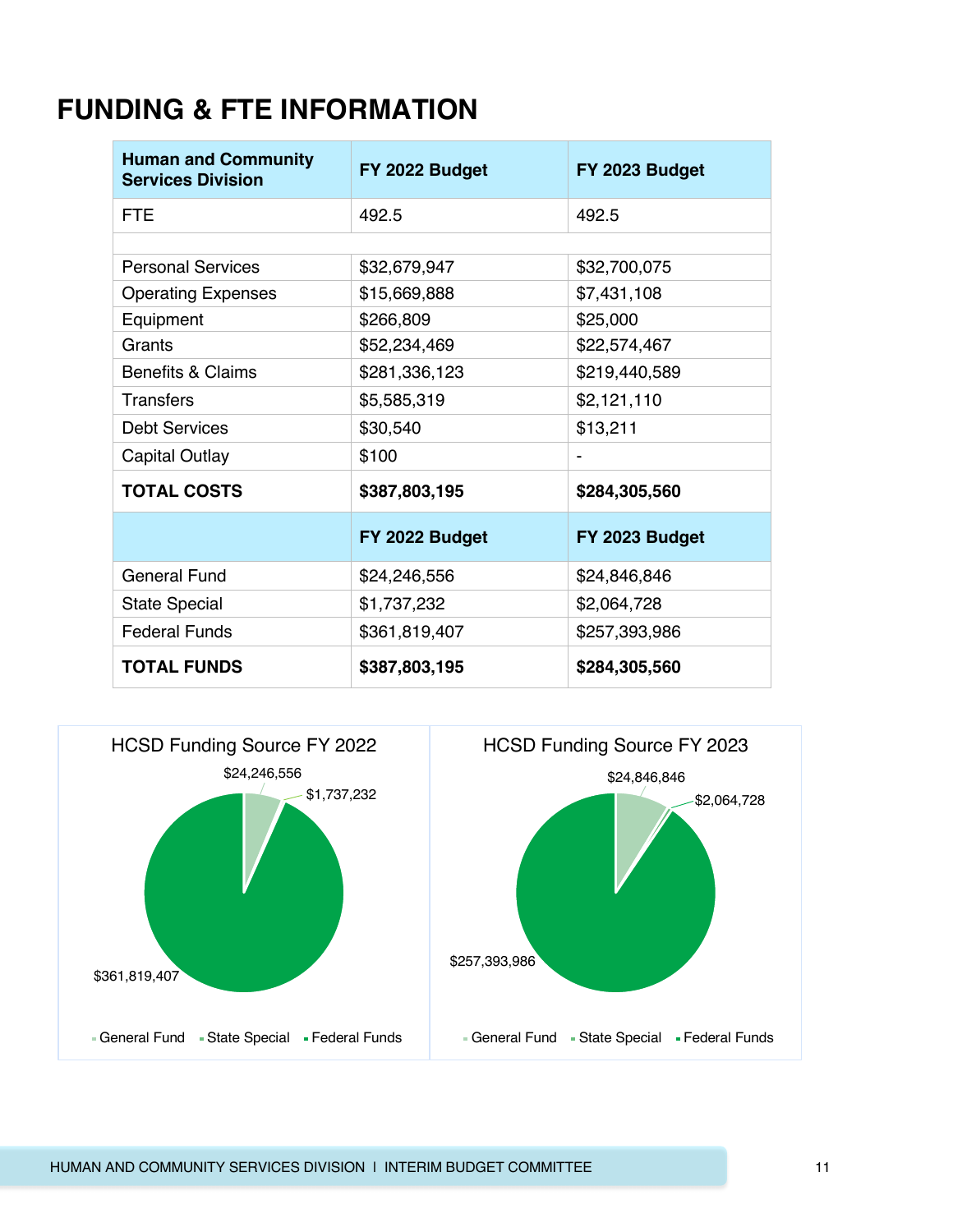# FUNDING & FTE INFORMATION

| Human and Community Services Division | FY 2022 Budget | FY 2023 Budget |
|---|---|---|
| FTE | 492.5 | 492.5 |
| | | |
| Personal Services | $32,679,947 | $32,700,075 |
| Operating Expenses | $15,669,888 | $7,431,108 |
| Equipment | $266,809 | $25,000 |
| Grants | $52,234,469 | $22,574,467 |
| Benefits & Claims | $281,336,123 | $219,440,589 |
| Transfers | $5,585,319 | $2,121,110 |
| Debt Services | $30,540 | $13,211 |
| Capital Outlay | $100 | - |
| **TOTAL COSTS** | **$387,803,195** | **$284,305,560** |
| | **FY 2022 Budget** | **FY 2023 Budget** |
| General Fund | $24,246,556 | $24,846,846 |
| State Special | $1,737,232 | $2,064,728 |
| Federal Funds | $361,819,407 | $257,393,986 |
| **TOTAL FUNDS** | **$387,803,195** | **$284,305,560** |

HCSD Funding Source FY 2022

$24,246,556

$1,737,232

$361,819,407

General Fund · State Special · Federal Funds

HCSD Funding Source FY 2023

$24,846,846

$2,064,728

$257,393,986

General Fund · State Special · Federal Funds